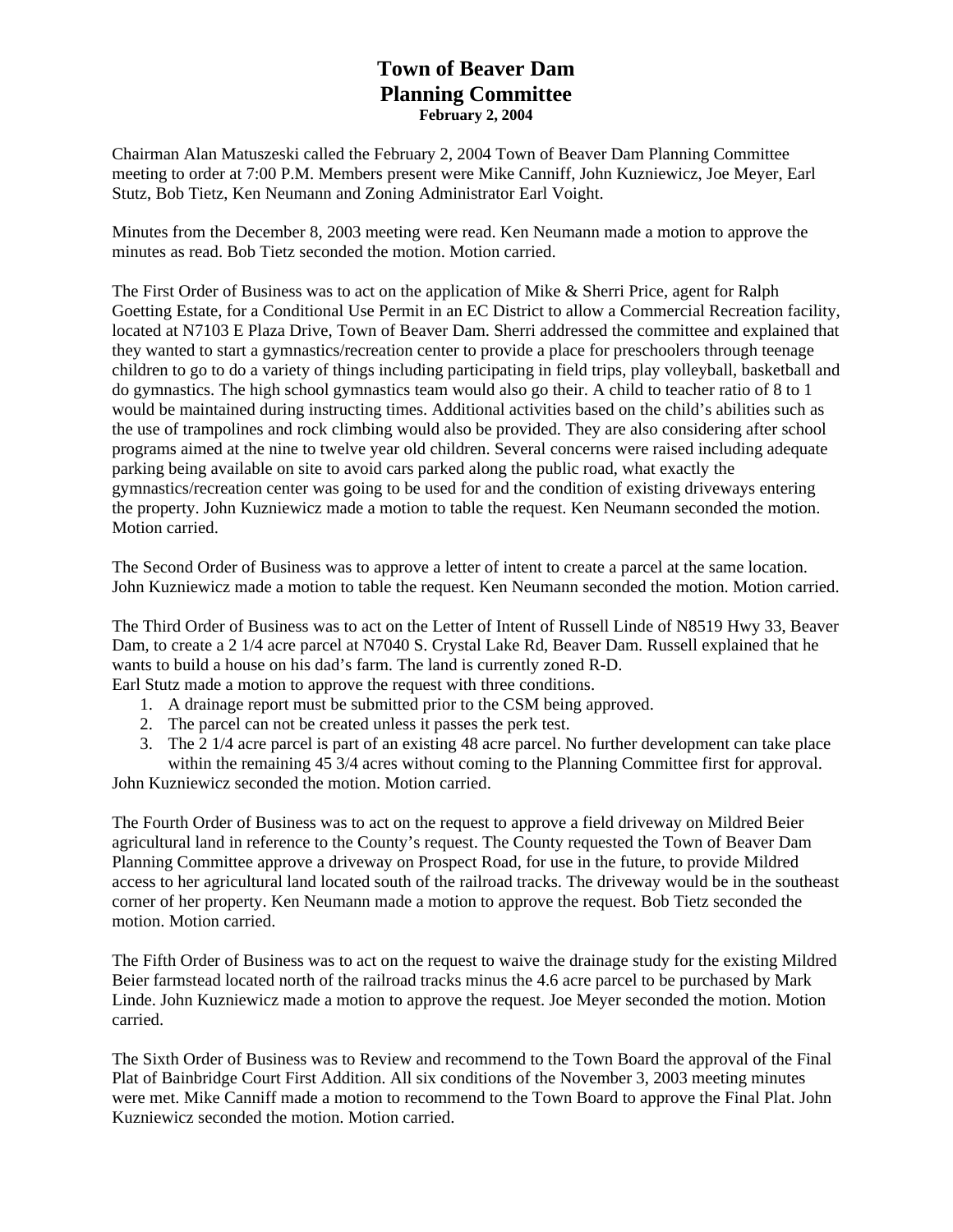# Town of Beaver Dam
# Planning Committee
**February 2, 2004**

Chairman Alan Matuszeski called the February 2, 2004 Town of Beaver Dam Planning Committee meeting to order at 7:00 P.M. Members present were Mike Canniff, John Kuzniewicz, Joe Meyer, Earl Stutz, Bob Tietz, Ken Neumann and Zoning Administrator Earl Voight.

Minutes from the December 8, 2003 meeting were read. Ken Neumann made a motion to approve the minutes as read. Bob Tietz seconded the motion. Motion carried.

The First Order of Business was to act on the application of Mike & Sherri Price, agent for Ralph Goetting Estate, for a Conditional Use Permit in an EC District to allow a Commercial Recreation facility, located at N7103 E Plaza Drive, Town of Beaver Dam. Sherri addressed the committee and explained that they wanted to start a gymnastics/recreation center to provide a place for preschoolers through teenage children to go to do a variety of things including participating in field trips, play volleyball, basketball and do gymnastics. The high school gymnastics team would also go their. A child to teacher ratio of 8 to 1 would be maintained during instructing times. Additional activities based on the child's abilities such as the use of trampolines and rock climbing would also be provided. They are also considering after school programs aimed at the nine to twelve year old children. Several concerns were raised including adequate parking being available on site to avoid cars parked along the public road, what exactly the gymnastics/recreation center was going to be used for and the condition of existing driveways entering the property. John Kuzniewicz made a motion to table the request. Ken Neumann seconded the motion. Motion carried.

The Second Order of Business was to approve a letter of intent to create a parcel at the same location. John Kuzniewicz made a motion to table the request. Ken Neumann seconded the motion. Motion carried.

The Third Order of Business was to act on the Letter of Intent of Russell Linde of N8519 Hwy 33, Beaver Dam, to create a 2 1/4 acre parcel at N7040 S. Crystal Lake Rd, Beaver Dam. Russell explained that he wants to build a house on his dad's farm. The land is currently zoned R-D.
Earl Stutz made a motion to approve the request with three conditions.

1. A drainage report must be submitted prior to the CSM being approved.
2. The parcel can not be created unless it passes the perk test.
3. The 2 1/4 acre parcel is part of an existing 48 acre parcel. No further development can take place within the remaining 45 3/4 acres without coming to the Planning Committee first for approval.

John Kuzniewicz seconded the motion. Motion carried.

The Fourth Order of Business was to act on the request to approve a field driveway on Mildred Beier agricultural land in reference to the County's request. The County requested the Town of Beaver Dam Planning Committee approve a driveway on Prospect Road, for use in the future, to provide Mildred access to her agricultural land located south of the railroad tracks. The driveway would be in the southeast corner of her property. Ken Neumann made a motion to approve the request. Bob Tietz seconded the motion. Motion carried.

The Fifth Order of Business was to act on the request to waive the drainage study for the existing Mildred Beier farmstead located north of the railroad tracks minus the 4.6 acre parcel to be purchased by Mark Linde. John Kuzniewicz made a motion to approve the request. Joe Meyer seconded the motion. Motion carried.

The Sixth Order of Business was to Review and recommend to the Town Board the approval of the Final Plat of Bainbridge Court First Addition. All six conditions of the November 3, 2003 meeting minutes were met. Mike Canniff made a motion to recommend to the Town Board to approve the Final Plat. John Kuzniewicz seconded the motion. Motion carried.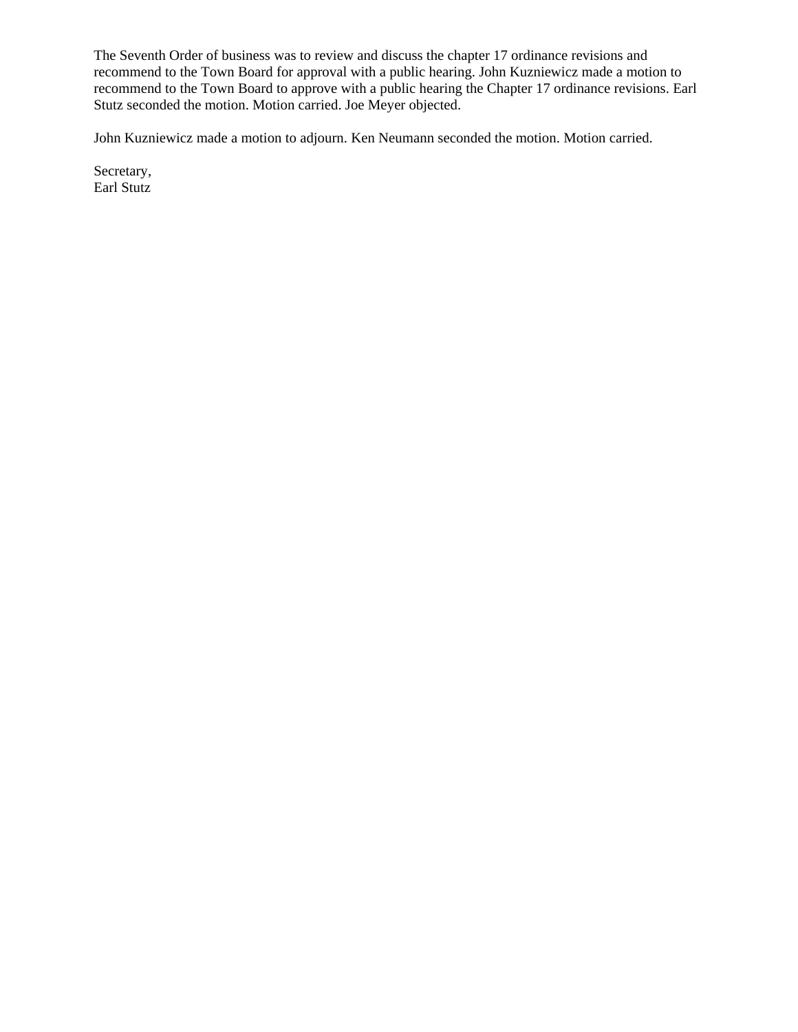The Seventh Order of business was to review and discuss the chapter 17 ordinance revisions and recommend to the Town Board for approval with a public hearing. John Kuzniewicz made a motion to recommend to the Town Board to approve with a public hearing the Chapter 17 ordinance revisions. Earl Stutz seconded the motion. Motion carried. Joe Meyer objected.

John Kuzniewicz made a motion to adjourn. Ken Neumann seconded the motion. Motion carried.

Secretary,
Earl Stutz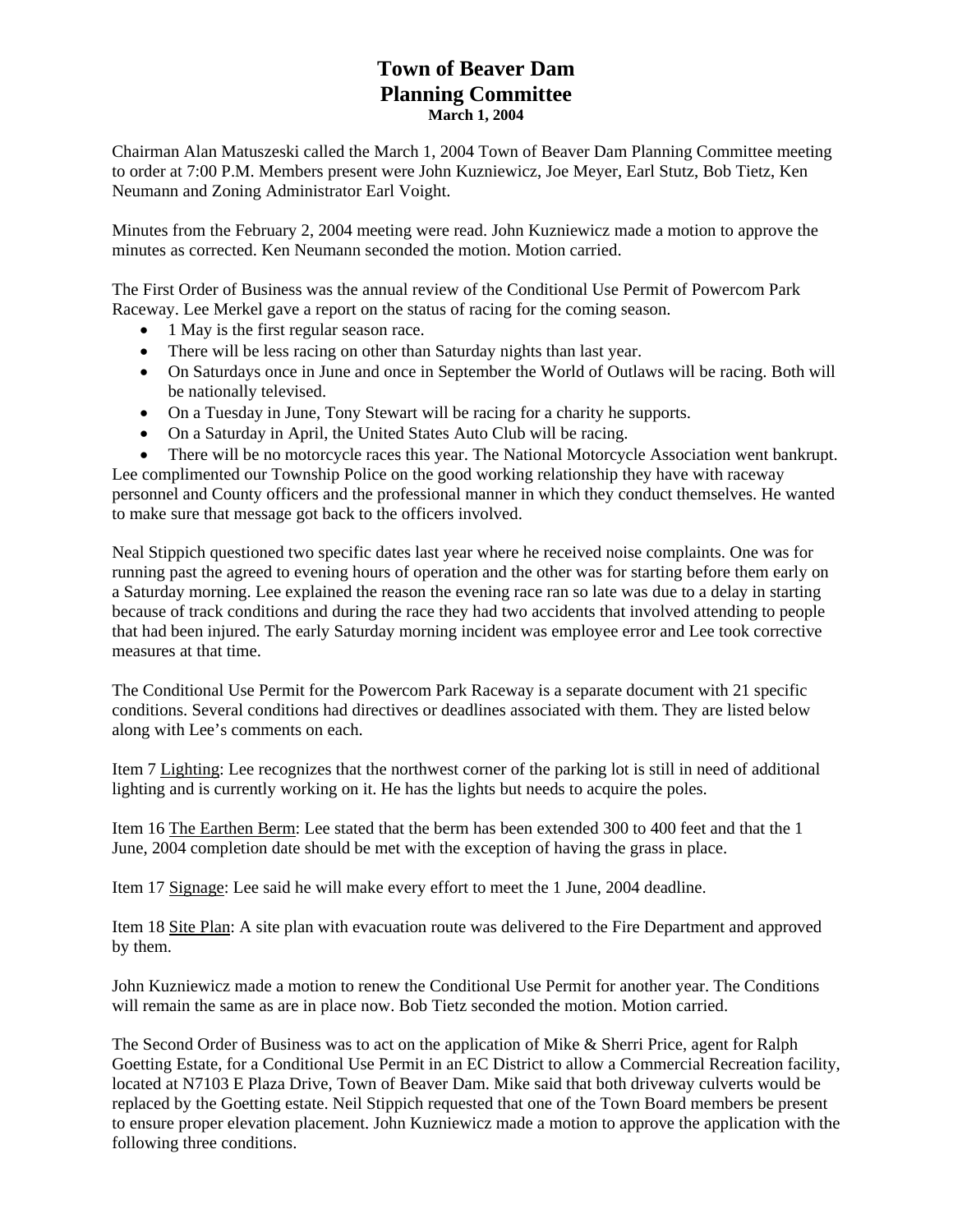# Town of Beaver Dam
# Planning Committee
**March 1, 2004**

Chairman Alan Matuszeski called the March 1, 2004 Town of Beaver Dam Planning Committee meeting to order at 7:00 P.M. Members present were John Kuzniewicz, Joe Meyer, Earl Stutz, Bob Tietz, Ken Neumann and Zoning Administrator Earl Voight.

Minutes from the February 2, 2004 meeting were read. John Kuzniewicz made a motion to approve the minutes as corrected. Ken Neumann seconded the motion. Motion carried.

The First Order of Business was the annual review of the Conditional Use Permit of Powercom Park Raceway. Lee Merkel gave a report on the status of racing for the coming season.

- 1 May is the first regular season race.
- There will be less racing on other than Saturday nights than last year.
- On Saturdays once in June and once in September the World of Outlaws will be racing. Both will be nationally televised.
- On a Tuesday in June, Tony Stewart will be racing for a charity he supports.
- On a Saturday in April, the United States Auto Club will be racing.
- There will be no motorcycle races this year. The National Motorcycle Association went bankrupt.

Lee complimented our Township Police on the good working relationship they have with raceway personnel and County officers and the professional manner in which they conduct themselves. He wanted to make sure that message got back to the officers involved.

Neal Stippich questioned two specific dates last year where he received noise complaints. One was for running past the agreed to evening hours of operation and the other was for starting before them early on a Saturday morning. Lee explained the reason the evening race ran so late was due to a delay in starting because of track conditions and during the race they had two accidents that involved attending to people that had been injured. The early Saturday morning incident was employee error and Lee took corrective measures at that time.

The Conditional Use Permit for the Powercom Park Raceway is a separate document with 21 specific conditions. Several conditions had directives or deadlines associated with them. They are listed below along with Lee's comments on each.

Item 7 <u>Lighting</u>: Lee recognizes that the northwest corner of the parking lot is still in need of additional lighting and is currently working on it. He has the lights but needs to acquire the poles.

Item 16 <u>The Earthen Berm</u>: Lee stated that the berm has been extended 300 to 400 feet and that the 1 June, 2004 completion date should be met with the exception of having the grass in place.

Item 17 <u>Signage</u>: Lee said he will make every effort to meet the 1 June, 2004 deadline.

Item 18 <u>Site Plan</u>: A site plan with evacuation route was delivered to the Fire Department and approved by them.

John Kuzniewicz made a motion to renew the Conditional Use Permit for another year. The Conditions will remain the same as are in place now. Bob Tietz seconded the motion. Motion carried.

The Second Order of Business was to act on the application of Mike & Sherri Price, agent for Ralph Goetting Estate, for a Conditional Use Permit in an EC District to allow a Commercial Recreation facility, located at N7103 E Plaza Drive, Town of Beaver Dam. Mike said that both driveway culverts would be replaced by the Goetting estate. Neil Stippich requested that one of the Town Board members be present to ensure proper elevation placement. John Kuzniewicz made a motion to approve the application with the following three conditions.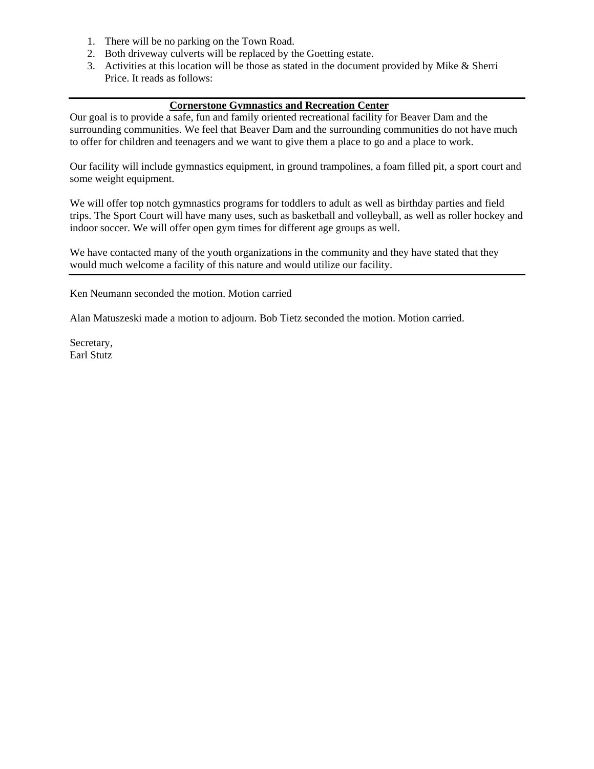1. There will be no parking on the Town Road.
2. Both driveway culverts will be replaced by the Goetting estate.
3. Activities at this location will be those as stated in the document provided by Mike & Sherri Price. It reads as follows:

---

**<u>Cornerstone Gymnastics and Recreation Center</u>**

Our goal is to provide a safe, fun and family oriented recreational facility for Beaver Dam and the surrounding communities. We feel that Beaver Dam and the surrounding communities do not have much to offer for children and teenagers and we want to give them a place to go and a place to work.

Our facility will include gymnastics equipment, in ground trampolines, a foam filled pit, a sport court and some weight equipment.

We will offer top notch gymnastics programs for toddlers to adult as well as birthday parties and field trips. The Sport Court will have many uses, such as basketball and volleyball, as well as roller hockey and indoor soccer. We will offer open gym times for different age groups as well.

We have contacted many of the youth organizations in the community and they have stated that they would much welcome a facility of this nature and would utilize our facility.

---

Ken Neumann seconded the motion. Motion carried

Alan Matuszeski made a motion to adjourn. Bob Tietz seconded the motion. Motion carried.

Secretary,
Earl Stutz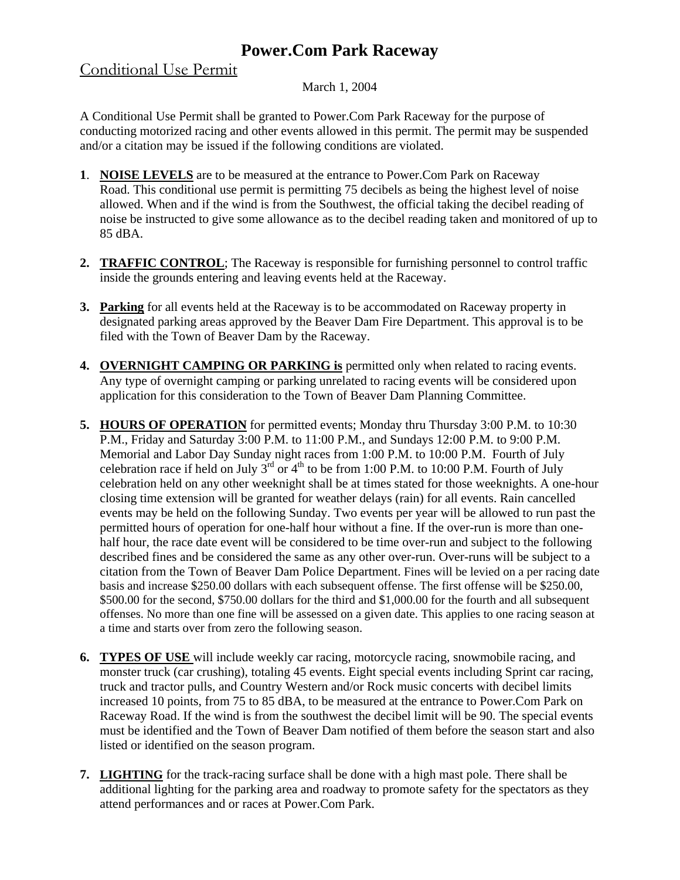# Power.Com Park Raceway

## Conditional Use Permit

March 1, 2004

A Conditional Use Permit shall be granted to Power.Com Park Raceway for the purpose of conducting motorized racing and other events allowed in this permit. The permit may be suspended and/or a citation may be issued if the following conditions are violated.

1. **NOISE LEVELS** are to be measured at the entrance to Power.Com Park on Raceway Road. This conditional use permit is permitting 75 decibels as being the highest level of noise allowed. When and if the wind is from the Southwest, the official taking the decibel reading of noise be instructed to give some allowance as to the decibel reading taken and monitored of up to 85 dBA.

2. **TRAFFIC CONTROL**; The Raceway is responsible for furnishing personnel to control traffic inside the grounds entering and leaving events held at the Raceway.

3. **Parking** for all events held at the Raceway is to be accommodated on Raceway property in designated parking areas approved by the Beaver Dam Fire Department. This approval is to be filed with the Town of Beaver Dam by the Raceway.

4. **OVERNIGHT CAMPING OR PARKING is** permitted only when related to racing events. Any type of overnight camping or parking unrelated to racing events will be considered upon application for this consideration to the Town of Beaver Dam Planning Committee.

5. **HOURS OF OPERATION** for permitted events; Monday thru Thursday 3:00 P.M. to 10:30 P.M., Friday and Saturday 3:00 P.M. to 11:00 P.M., and Sundays 12:00 P.M. to 9:00 P.M. Memorial and Labor Day Sunday night races from 1:00 P.M. to 10:00 P.M. Fourth of July celebration race if held on July 3rd or 4th to be from 1:00 P.M. to 10:00 P.M. Fourth of July celebration held on any other weeknight shall be at times stated for those weeknights. A one-hour closing time extension will be granted for weather delays (rain) for all events. Rain cancelled events may be held on the following Sunday. Two events per year will be allowed to run past the permitted hours of operation for one-half hour without a fine. If the over-run is more than one-half hour, the race date event will be considered to be time over-run and subject to the following described fines and be considered the same as any other over-run. Over-runs will be subject to a citation from the Town of Beaver Dam Police Department. Fines will be levied on a per racing date basis and increase $250.00 dollars with each subsequent offense. The first offense will be $250.00, $500.00 for the second, $750.00 dollars for the third and $1,000.00 for the fourth and all subsequent offenses. No more than one fine will be assessed on a given date. This applies to one racing season at a time and starts over from zero the following season.

6. **TYPES OF USE** will include weekly car racing, motorcycle racing, snowmobile racing, and monster truck (car crushing), totaling 45 events. Eight special events including Sprint car racing, truck and tractor pulls, and Country Western and/or Rock music concerts with decibel limits increased 10 points, from 75 to 85 dBA, to be measured at the entrance to Power.Com Park on Raceway Road. If the wind is from the southwest the decibel limit will be 90. The special events must be identified and the Town of Beaver Dam notified of them before the season start and also listed or identified on the season program.

7. **LIGHTING** for the track-racing surface shall be done with a high mast pole. There shall be additional lighting for the parking area and roadway to promote safety for the spectators as they attend performances and or races at Power.Com Park.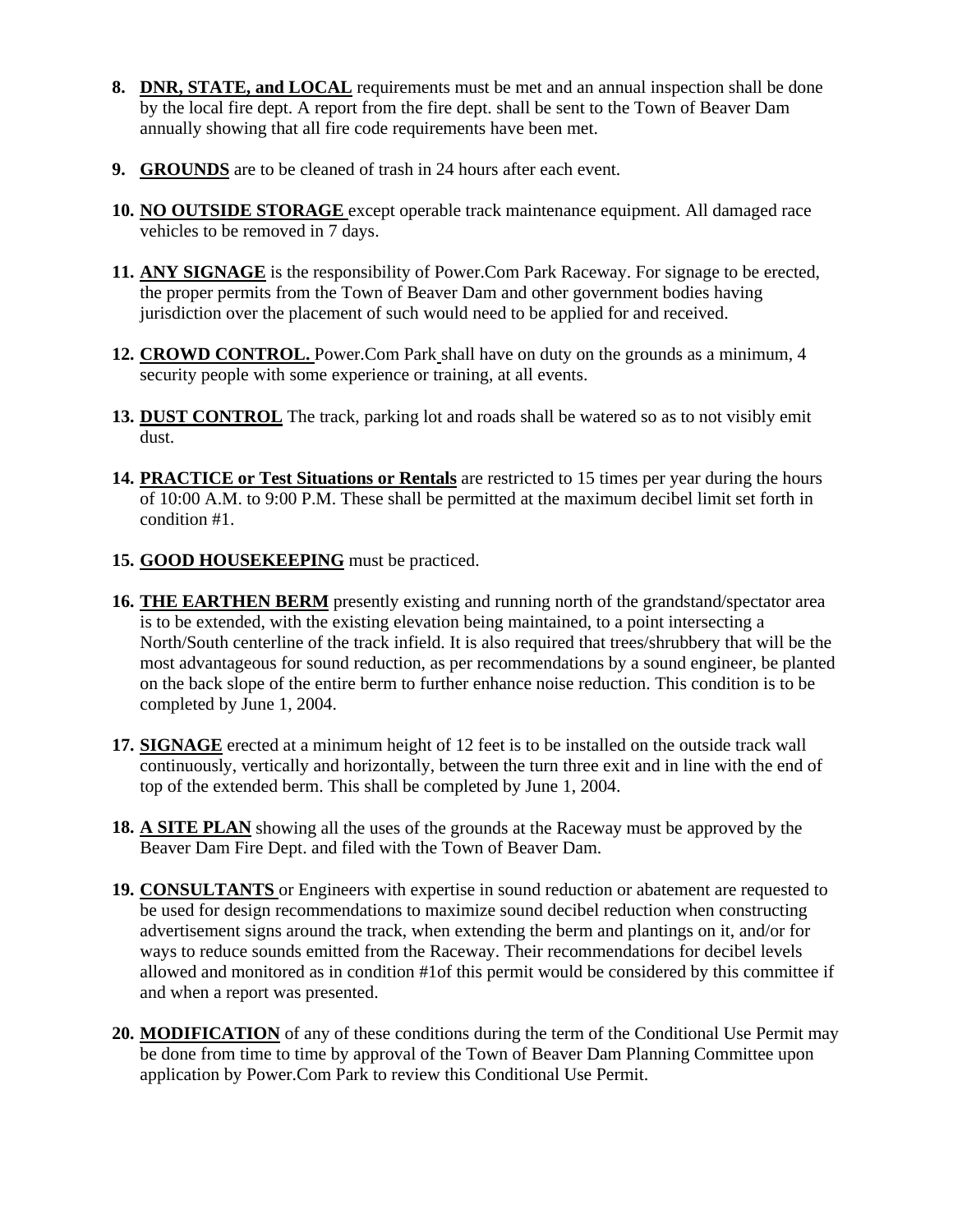8. **DNR, STATE, and LOCAL** requirements must be met and an annual inspection shall be done by the local fire dept. A report from the fire dept. shall be sent to the Town of Beaver Dam annually showing that all fire code requirements have been met.

9. **GROUNDS** are to be cleaned of trash in 24 hours after each event.

10. **NO OUTSIDE STORAGE** except operable track maintenance equipment. All damaged race vehicles to be removed in 7 days.

11. **ANY SIGNAGE** is the responsibility of Power.Com Park Raceway. For signage to be erected, the proper permits from the Town of Beaver Dam and other government bodies having jurisdiction over the placement of such would need to be applied for and received.

12. **CROWD CONTROL.** Power.Com Park shall have on duty on the grounds as a minimum, 4 security people with some experience or training, at all events.

13. **DUST CONTROL** The track, parking lot and roads shall be watered so as to not visibly emit dust.

14. **PRACTICE or Test Situations or Rentals** are restricted to 15 times per year during the hours of 10:00 A.M. to 9:00 P.M. These shall be permitted at the maximum decibel limit set forth in condition #1.

15. **GOOD HOUSEKEEPING** must be practiced.

16. **THE EARTHEN BERM** presently existing and running north of the grandstand/spectator area is to be extended, with the existing elevation being maintained, to a point intersecting a North/South centerline of the track infield. It is also required that trees/shrubbery that will be the most advantageous for sound reduction, as per recommendations by a sound engineer, be planted on the back slope of the entire berm to further enhance noise reduction. This condition is to be completed by June 1, 2004.

17. **SIGNAGE** erected at a minimum height of 12 feet is to be installed on the outside track wall continuously, vertically and horizontally, between the turn three exit and in line with the end of top of the extended berm. This shall be completed by June 1, 2004.

18. **A SITE PLAN** showing all the uses of the grounds at the Raceway must be approved by the Beaver Dam Fire Dept. and filed with the Town of Beaver Dam.

19. **CONSULTANTS** or Engineers with expertise in sound reduction or abatement are requested to be used for design recommendations to maximize sound decibel reduction when constructing advertisement signs around the track, when extending the berm and plantings on it, and/or for ways to reduce sounds emitted from the Raceway. Their recommendations for decibel levels allowed and monitored as in condition #1of this permit would be considered by this committee if and when a report was presented.

20. **MODIFICATION** of any of these conditions during the term of the Conditional Use Permit may be done from time to time by approval of the Town of Beaver Dam Planning Committee upon application by Power.Com Park to review this Conditional Use Permit.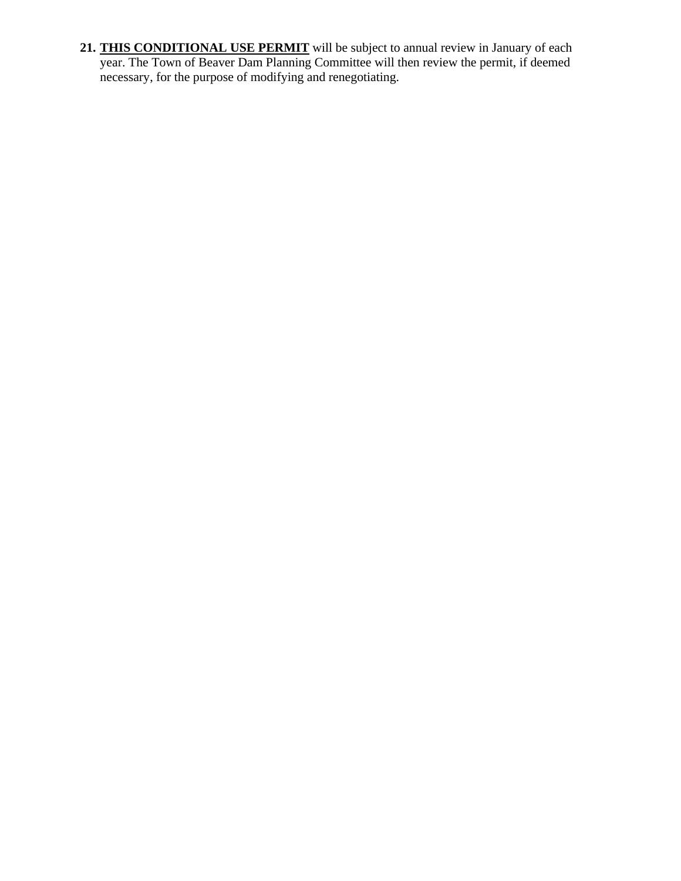21. **THIS CONDITIONAL USE PERMIT** will be subject to annual review in January of each year. The Town of Beaver Dam Planning Committee will then review the permit, if deemed necessary, for the purpose of modifying and renegotiating.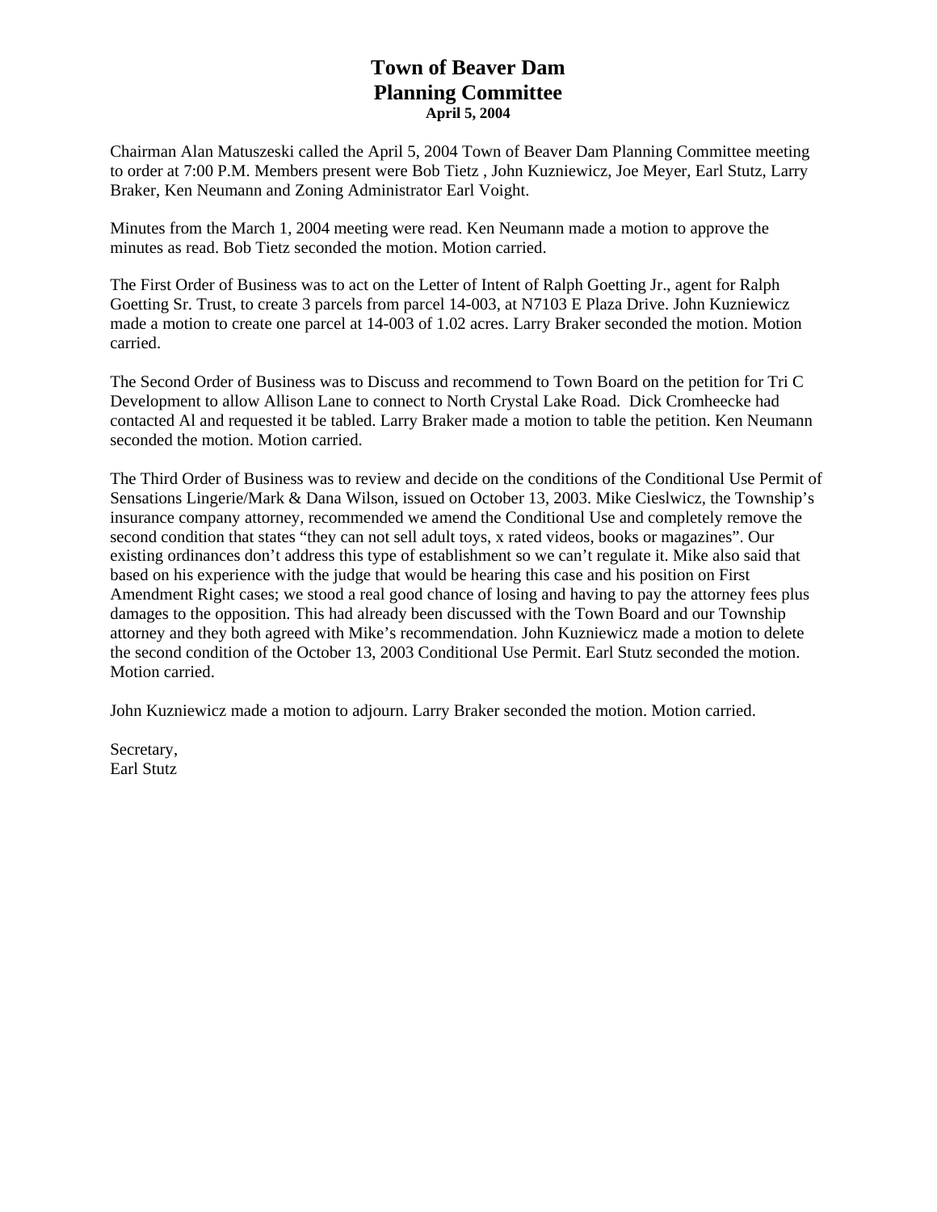# Town of Beaver Dam
## Planning Committee
**April 5, 2004**

Chairman Alan Matuszeski called the April 5, 2004 Town of Beaver Dam Planning Committee meeting to order at 7:00 P.M. Members present were Bob Tietz , John Kuzniewicz, Joe Meyer, Earl Stutz, Larry Braker, Ken Neumann and Zoning Administrator Earl Voight.

Minutes from the March 1, 2004 meeting were read. Ken Neumann made a motion to approve the minutes as read. Bob Tietz seconded the motion. Motion carried.

The First Order of Business was to act on the Letter of Intent of Ralph Goetting Jr., agent for Ralph Goetting Sr. Trust, to create 3 parcels from parcel 14-003, at N7103 E Plaza Drive. John Kuzniewicz made a motion to create one parcel at 14-003 of 1.02 acres. Larry Braker seconded the motion. Motion carried.

The Second Order of Business was to Discuss and recommend to Town Board on the petition for Tri C Development to allow Allison Lane to connect to North Crystal Lake Road. Dick Cromheecke had contacted Al and requested it be tabled. Larry Braker made a motion to table the petition. Ken Neumann seconded the motion. Motion carried.

The Third Order of Business was to review and decide on the conditions of the Conditional Use Permit of Sensations Lingerie/Mark & Dana Wilson, issued on October 13, 2003. Mike Cieslwicz, the Township's insurance company attorney, recommended we amend the Conditional Use and completely remove the second condition that states "they can not sell adult toys, x rated videos, books or magazines". Our existing ordinances don't address this type of establishment so we can't regulate it. Mike also said that based on his experience with the judge that would be hearing this case and his position on First Amendment Right cases; we stood a real good chance of losing and having to pay the attorney fees plus damages to the opposition. This had already been discussed with the Town Board and our Township attorney and they both agreed with Mike's recommendation. John Kuzniewicz made a motion to delete the second condition of the October 13, 2003 Conditional Use Permit. Earl Stutz seconded the motion. Motion carried.

John Kuzniewicz made a motion to adjourn. Larry Braker seconded the motion. Motion carried.

Secretary,
Earl Stutz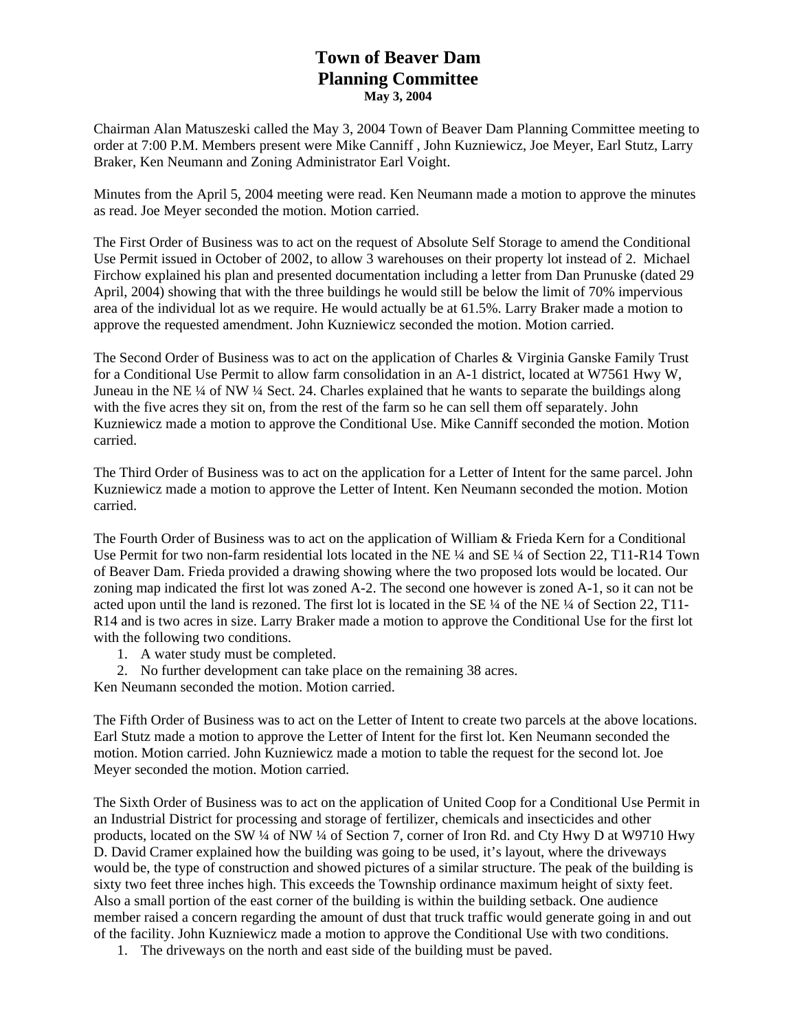# Town of Beaver Dam
# Planning Committee
**May 3, 2004**

Chairman Alan Matuszeski called the May 3, 2004 Town of Beaver Dam Planning Committee meeting to order at 7:00 P.M. Members present were Mike Canniff , John Kuzniewicz, Joe Meyer, Earl Stutz, Larry Braker, Ken Neumann and Zoning Administrator Earl Voight.

Minutes from the April 5, 2004 meeting were read. Ken Neumann made a motion to approve the minutes as read. Joe Meyer seconded the motion. Motion carried.

The First Order of Business was to act on the request of Absolute Self Storage to amend the Conditional Use Permit issued in October of 2002, to allow 3 warehouses on their property lot instead of 2. Michael Firchow explained his plan and presented documentation including a letter from Dan Prunuske (dated 29 April, 2004) showing that with the three buildings he would still be below the limit of 70% impervious area of the individual lot as we require. He would actually be at 61.5%. Larry Braker made a motion to approve the requested amendment. John Kuzniewicz seconded the motion. Motion carried.

The Second Order of Business was to act on the application of Charles & Virginia Ganske Family Trust for a Conditional Use Permit to allow farm consolidation in an A-1 district, located at W7561 Hwy W, Juneau in the NE ¼ of NW ¼ Sect. 24. Charles explained that he wants to separate the buildings along with the five acres they sit on, from the rest of the farm so he can sell them off separately. John Kuzniewicz made a motion to approve the Conditional Use. Mike Canniff seconded the motion. Motion carried.

The Third Order of Business was to act on the application for a Letter of Intent for the same parcel. John Kuzniewicz made a motion to approve the Letter of Intent. Ken Neumann seconded the motion. Motion carried.

The Fourth Order of Business was to act on the application of William & Frieda Kern for a Conditional Use Permit for two non-farm residential lots located in the NE ¼ and SE ¼ of Section 22, T11-R14 Town of Beaver Dam. Frieda provided a drawing showing where the two proposed lots would be located. Our zoning map indicated the first lot was zoned A-2. The second one however is zoned A-1, so it can not be acted upon until the land is rezoned. The first lot is located in the SE ¼ of the NE ¼ of Section 22, T11-R14 and is two acres in size. Larry Braker made a motion to approve the Conditional Use for the first lot with the following two conditions.

1. A water study must be completed.
2. No further development can take place on the remaining 38 acres.

Ken Neumann seconded the motion. Motion carried.

The Fifth Order of Business was to act on the Letter of Intent to create two parcels at the above locations. Earl Stutz made a motion to approve the Letter of Intent for the first lot. Ken Neumann seconded the motion. Motion carried. John Kuzniewicz made a motion to table the request for the second lot. Joe Meyer seconded the motion. Motion carried.

The Sixth Order of Business was to act on the application of United Coop for a Conditional Use Permit in an Industrial District for processing and storage of fertilizer, chemicals and insecticides and other products, located on the SW ¼ of NW ¼ of Section 7, corner of Iron Rd. and Cty Hwy D at W9710 Hwy D. David Cramer explained how the building was going to be used, it's layout, where the driveways would be, the type of construction and showed pictures of a similar structure. The peak of the building is sixty two feet three inches high. This exceeds the Township ordinance maximum height of sixty feet. Also a small portion of the east corner of the building is within the building setback. One audience member raised a concern regarding the amount of dust that truck traffic would generate going in and out of the facility. John Kuzniewicz made a motion to approve the Conditional Use with two conditions.

1. The driveways on the north and east side of the building must be paved.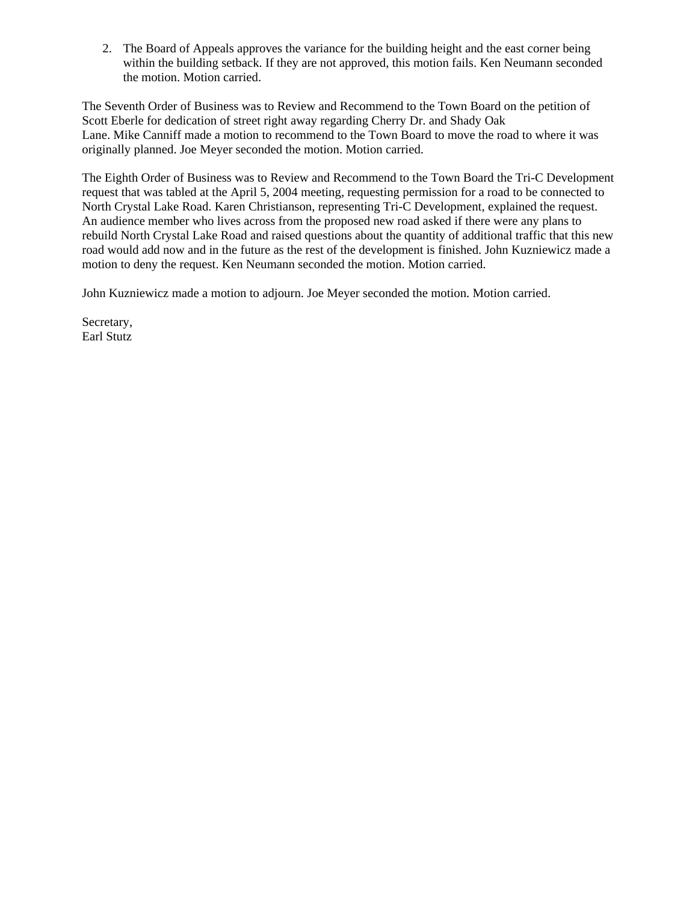2. The Board of Appeals approves the variance for the building height and the east corner being within the building setback. If they are not approved, this motion fails. Ken Neumann seconded the motion. Motion carried.

The Seventh Order of Business was to Review and Recommend to the Town Board on the petition of Scott Eberle for dedication of street right away regarding Cherry Dr. and Shady Oak Lane. Mike Canniff made a motion to recommend to the Town Board to move the road to where it was originally planned. Joe Meyer seconded the motion. Motion carried.

The Eighth Order of Business was to Review and Recommend to the Town Board the Tri-C Development request that was tabled at the April 5, 2004 meeting, requesting permission for a road to be connected to North Crystal Lake Road. Karen Christianson, representing Tri-C Development, explained the request. An audience member who lives across from the proposed new road asked if there were any plans to rebuild North Crystal Lake Road and raised questions about the quantity of additional traffic that this new road would add now and in the future as the rest of the development is finished. John Kuzniewicz made a motion to deny the request. Ken Neumann seconded the motion. Motion carried.

John Kuzniewicz made a motion to adjourn. Joe Meyer seconded the motion. Motion carried.

Secretary,
Earl Stutz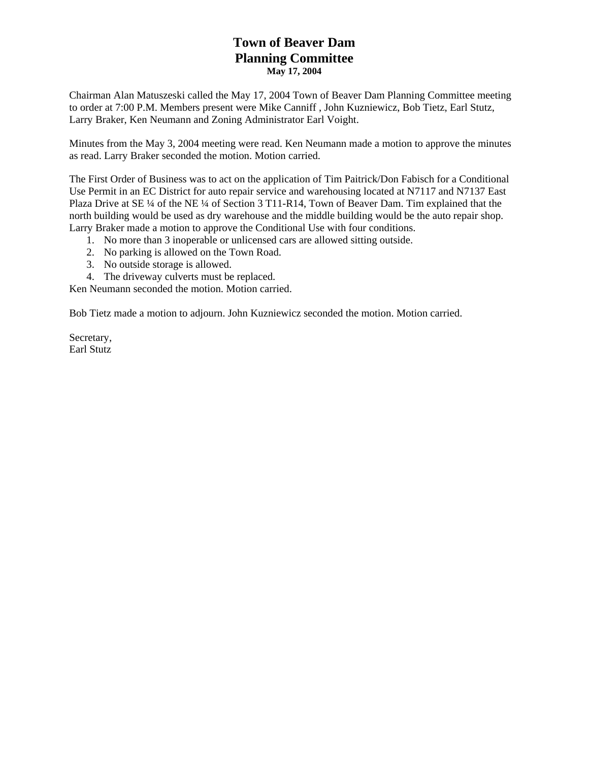# Town of Beaver Dam
# Planning Committee
**May 17, 2004**

Chairman Alan Matuszeski called the May 17, 2004 Town of Beaver Dam Planning Committee meeting to order at 7:00 P.M. Members present were Mike Canniff , John Kuzniewicz, Bob Tietz, Earl Stutz, Larry Braker, Ken Neumann and Zoning Administrator Earl Voight.

Minutes from the May 3, 2004 meeting were read. Ken Neumann made a motion to approve the minutes as read. Larry Braker seconded the motion. Motion carried.

The First Order of Business was to act on the application of Tim Paitrick/Don Fabisch for a Conditional Use Permit in an EC District for auto repair service and warehousing located at N7117 and N7137 East Plaza Drive at SE ¼ of the NE ¼ of Section 3 T11-R14, Town of Beaver Dam. Tim explained that the north building would be used as dry warehouse and the middle building would be the auto repair shop. Larry Braker made a motion to approve the Conditional Use with four conditions.

1. No more than 3 inoperable or unlicensed cars are allowed sitting outside.
2. No parking is allowed on the Town Road.
3. No outside storage is allowed.
4. The driveway culverts must be replaced.

Ken Neumann seconded the motion. Motion carried.

Bob Tietz made a motion to adjourn. John Kuzniewicz seconded the motion. Motion carried.

Secretary,
Earl Stutz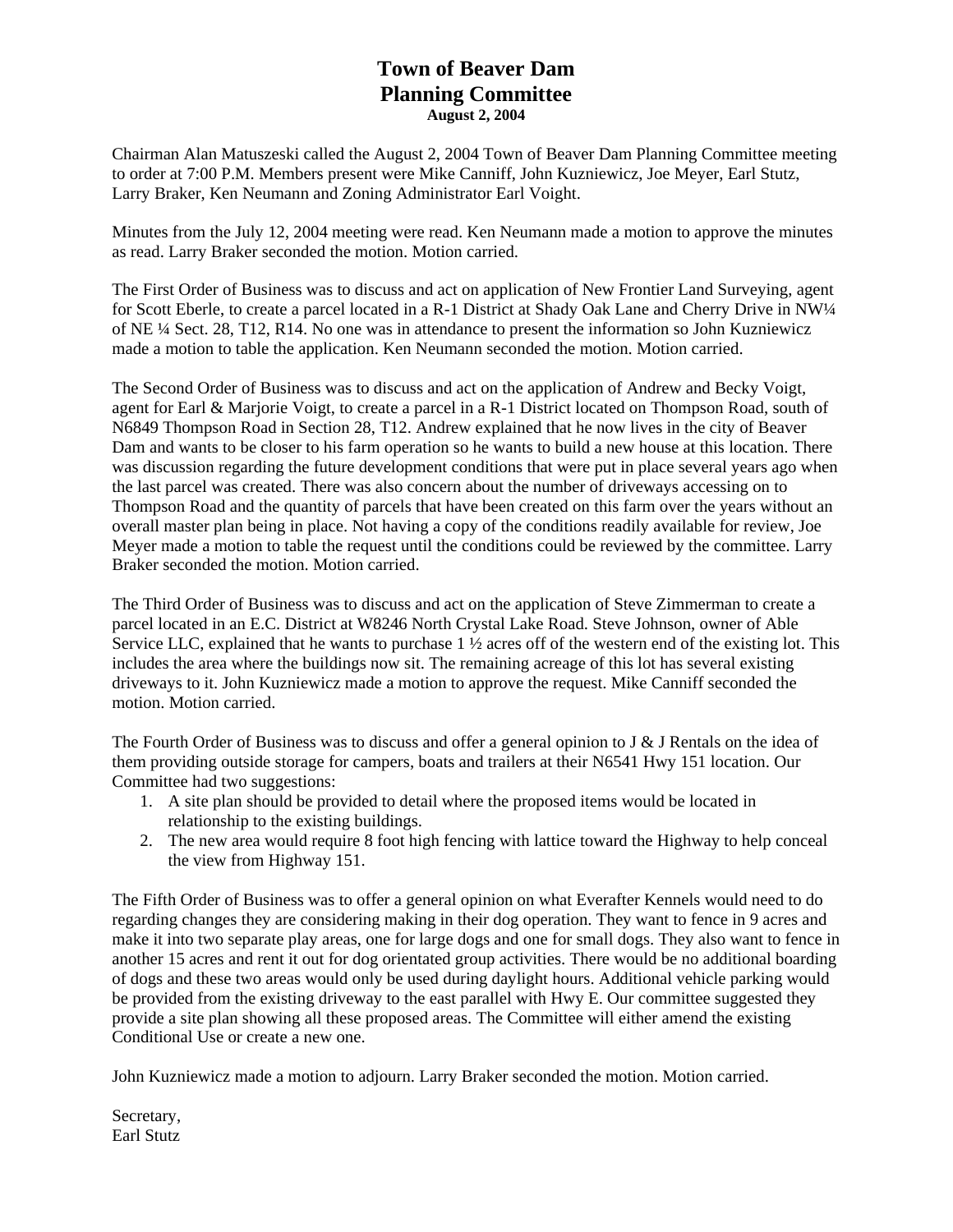# Town of Beaver Dam
# Planning Committee
**August 2, 2004**

Chairman Alan Matuszeski called the August 2, 2004 Town of Beaver Dam Planning Committee meeting to order at 7:00 P.M. Members present were Mike Canniff, John Kuzniewicz, Joe Meyer, Earl Stutz, Larry Braker, Ken Neumann and Zoning Administrator Earl Voight.

Minutes from the July 12, 2004 meeting were read. Ken Neumann made a motion to approve the minutes as read. Larry Braker seconded the motion. Motion carried.

The First Order of Business was to discuss and act on application of New Frontier Land Surveying, agent for Scott Eberle, to create a parcel located in a R-1 District at Shady Oak Lane and Cherry Drive in NW¼ of NE ¼ Sect. 28, T12, R14. No one was in attendance to present the information so John Kuzniewicz made a motion to table the application. Ken Neumann seconded the motion. Motion carried.

The Second Order of Business was to discuss and act on the application of Andrew and Becky Voigt, agent for Earl & Marjorie Voigt, to create a parcel in a R-1 District located on Thompson Road, south of N6849 Thompson Road in Section 28, T12. Andrew explained that he now lives in the city of Beaver Dam and wants to be closer to his farm operation so he wants to build a new house at this location. There was discussion regarding the future development conditions that were put in place several years ago when the last parcel was created. There was also concern about the number of driveways accessing on to Thompson Road and the quantity of parcels that have been created on this farm over the years without an overall master plan being in place. Not having a copy of the conditions readily available for review, Joe Meyer made a motion to table the request until the conditions could be reviewed by the committee. Larry Braker seconded the motion. Motion carried.

The Third Order of Business was to discuss and act on the application of Steve Zimmerman to create a parcel located in an E.C. District at W8246 North Crystal Lake Road. Steve Johnson, owner of Able Service LLC, explained that he wants to purchase 1 ½ acres off of the western end of the existing lot. This includes the area where the buildings now sit. The remaining acreage of this lot has several existing driveways to it. John Kuzniewicz made a motion to approve the request. Mike Canniff seconded the motion. Motion carried.

The Fourth Order of Business was to discuss and offer a general opinion to J & J Rentals on the idea of them providing outside storage for campers, boats and trailers at their N6541 Hwy 151 location. Our Committee had two suggestions:

1. A site plan should be provided to detail where the proposed items would be located in relationship to the existing buildings.
2. The new area would require 8 foot high fencing with lattice toward the Highway to help conceal the view from Highway 151.

The Fifth Order of Business was to offer a general opinion on what Everafter Kennels would need to do regarding changes they are considering making in their dog operation. They want to fence in 9 acres and make it into two separate play areas, one for large dogs and one for small dogs. They also want to fence in another 15 acres and rent it out for dog orientated group activities. There would be no additional boarding of dogs and these two areas would only be used during daylight hours. Additional vehicle parking would be provided from the existing driveway to the east parallel with Hwy E. Our committee suggested they provide a site plan showing all these proposed areas. The Committee will either amend the existing Conditional Use or create a new one.

John Kuzniewicz made a motion to adjourn. Larry Braker seconded the motion. Motion carried.

Secretary,
Earl Stutz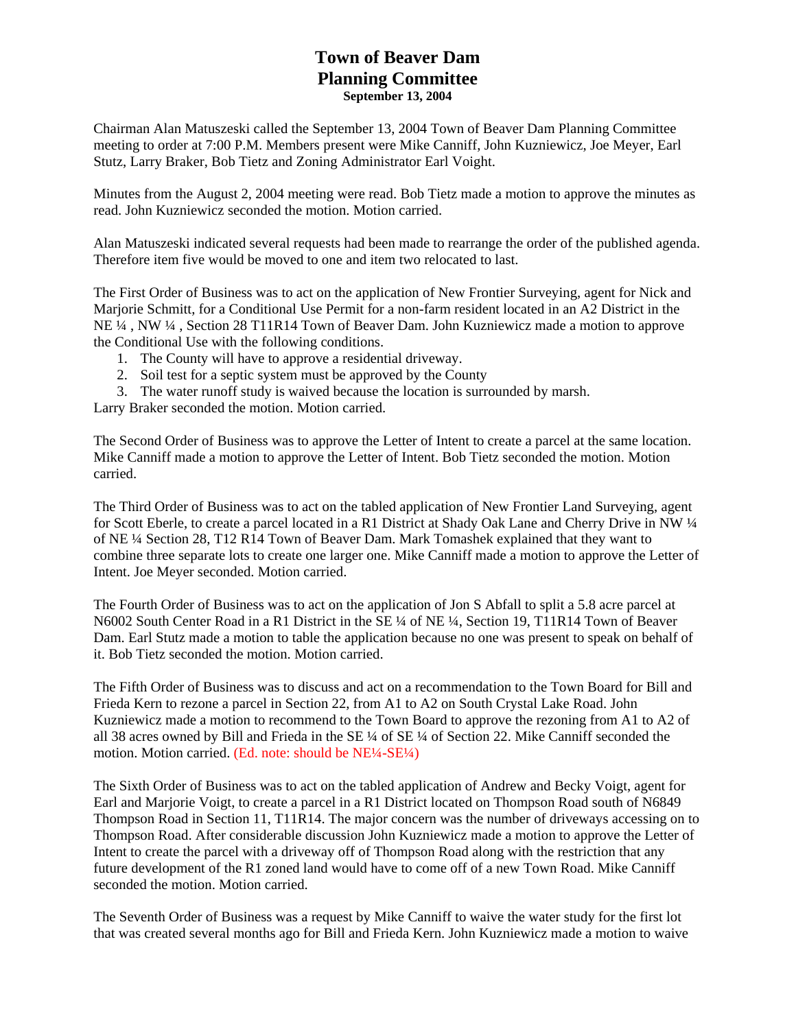# Town of Beaver Dam
# Planning Committee
**September 13, 2004**

Chairman Alan Matuszeski called the September 13, 2004 Town of Beaver Dam Planning Committee meeting to order at 7:00 P.M. Members present were Mike Canniff, John Kuzniewicz, Joe Meyer, Earl Stutz, Larry Braker, Bob Tietz and Zoning Administrator Earl Voight.

Minutes from the August 2, 2004 meeting were read. Bob Tietz made a motion to approve the minutes as read. John Kuzniewicz seconded the motion. Motion carried.

Alan Matuszeski indicated several requests had been made to rearrange the order of the published agenda. Therefore item five would be moved to one and item two relocated to last.

The First Order of Business was to act on the application of New Frontier Surveying, agent for Nick and Marjorie Schmitt, for a Conditional Use Permit for a non-farm resident located in an A2 District in the NE ¼ , NW ¼ , Section 28 T11R14 Town of Beaver Dam. John Kuzniewicz made a motion to approve the Conditional Use with the following conditions.

1. The County will have to approve a residential driveway.
2. Soil test for a septic system must be approved by the County
3. The water runoff study is waived because the location is surrounded by marsh.

Larry Braker seconded the motion. Motion carried.

The Second Order of Business was to approve the Letter of Intent to create a parcel at the same location. Mike Canniff made a motion to approve the Letter of Intent. Bob Tietz seconded the motion. Motion carried.

The Third Order of Business was to act on the tabled application of New Frontier Land Surveying, agent for Scott Eberle, to create a parcel located in a R1 District at Shady Oak Lane and Cherry Drive in NW ¼ of NE ¼ Section 28, T12 R14 Town of Beaver Dam. Mark Tomashek explained that they want to combine three separate lots to create one larger one. Mike Canniff made a motion to approve the Letter of Intent. Joe Meyer seconded. Motion carried.

The Fourth Order of Business was to act on the application of Jon S Abfall to split a 5.8 acre parcel at N6002 South Center Road in a R1 District in the SE ¼ of NE ¼, Section 19, T11R14 Town of Beaver Dam. Earl Stutz made a motion to table the application because no one was present to speak on behalf of it. Bob Tietz seconded the motion. Motion carried.

The Fifth Order of Business was to discuss and act on a recommendation to the Town Board for Bill and Frieda Kern to rezone a parcel in Section 22, from A1 to A2 on South Crystal Lake Road. John Kuzniewicz made a motion to recommend to the Town Board to approve the rezoning from A1 to A2 of all 38 acres owned by Bill and Frieda in the SE ¼ of SE ¼ of Section 22. Mike Canniff seconded the motion. Motion carried. (Ed. note: should be NE¼-SE¼)

The Sixth Order of Business was to act on the tabled application of Andrew and Becky Voigt, agent for Earl and Marjorie Voigt, to create a parcel in a R1 District located on Thompson Road south of N6849 Thompson Road in Section 11, T11R14. The major concern was the number of driveways accessing on to Thompson Road. After considerable discussion John Kuzniewicz made a motion to approve the Letter of Intent to create the parcel with a driveway off of Thompson Road along with the restriction that any future development of the R1 zoned land would have to come off of a new Town Road. Mike Canniff seconded the motion. Motion carried.

The Seventh Order of Business was a request by Mike Canniff to waive the water study for the first lot that was created several months ago for Bill and Frieda Kern. John Kuzniewicz made a motion to waive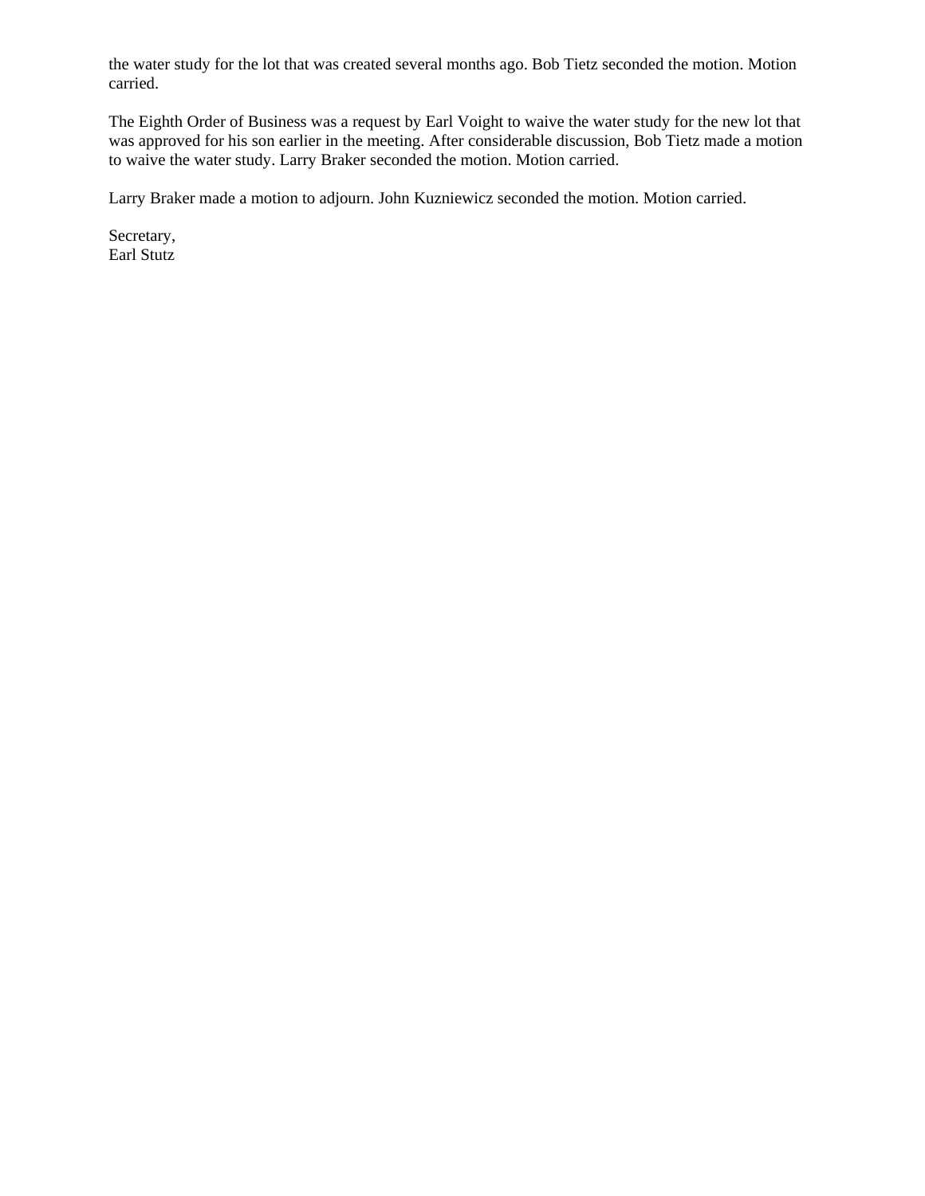the water study for the lot that was created several months ago. Bob Tietz seconded the motion. Motion carried.

The Eighth Order of Business was a request by Earl Voight to waive the water study for the new lot that was approved for his son earlier in the meeting. After considerable discussion, Bob Tietz made a motion to waive the water study. Larry Braker seconded the motion. Motion carried.

Larry Braker made a motion to adjourn. John Kuzniewicz seconded the motion. Motion carried.

Secretary,
Earl Stutz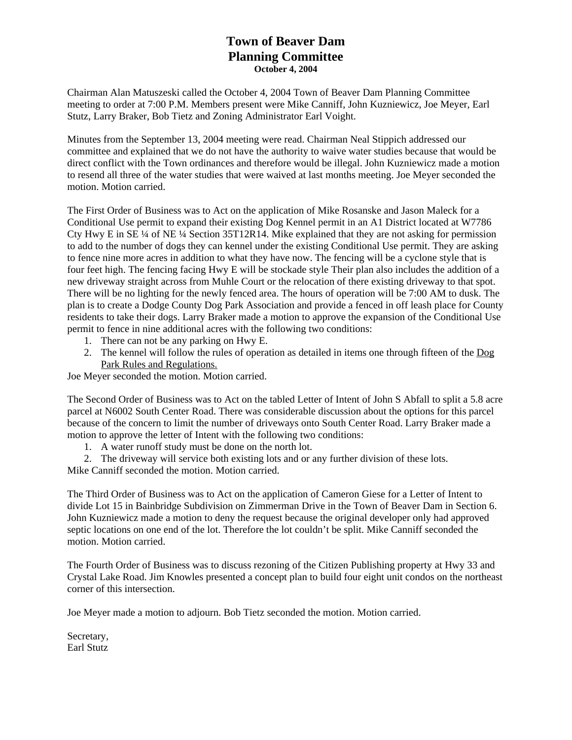# Town of Beaver Dam
# Planning Committee
**October 4, 2004**

Chairman Alan Matuszeski called the October 4, 2004 Town of Beaver Dam Planning Committee meeting to order at 7:00 P.M. Members present were Mike Canniff, John Kuzniewicz, Joe Meyer, Earl Stutz, Larry Braker, Bob Tietz and Zoning Administrator Earl Voight.

Minutes from the September 13, 2004 meeting were read. Chairman Neal Stippich addressed our committee and explained that we do not have the authority to waive water studies because that would be direct conflict with the Town ordinances and therefore would be illegal. John Kuzniewicz made a motion to resend all three of the water studies that were waived at last months meeting. Joe Meyer seconded the motion. Motion carried.

The First Order of Business was to Act on the application of Mike Rosanske and Jason Maleck for a Conditional Use permit to expand their existing Dog Kennel permit in an A1 District located at W7786 Cty Hwy E in SE ¼ of NE ¼ Section 35T12R14. Mike explained that they are not asking for permission to add to the number of dogs they can kennel under the existing Conditional Use permit. They are asking to fence nine more acres in addition to what they have now. The fencing will be a cyclone style that is four feet high. The fencing facing Hwy E will be stockade style Their plan also includes the addition of a new driveway straight across from Muhle Court or the relocation of there existing driveway to that spot. There will be no lighting for the newly fenced area. The hours of operation will be 7:00 AM to dusk. The plan is to create a Dodge County Dog Park Association and provide a fenced in off leash place for County residents to take their dogs. Larry Braker made a motion to approve the expansion of the Conditional Use permit to fence in nine additional acres with the following two conditions:

1. There can not be any parking on Hwy E.
2. The kennel will follow the rules of operation as detailed in items one through fifteen of the Dog Park Rules and Regulations.

Joe Meyer seconded the motion. Motion carried.

The Second Order of Business was to Act on the tabled Letter of Intent of John S Abfall to split a 5.8 acre parcel at N6002 South Center Road. There was considerable discussion about the options for this parcel because of the concern to limit the number of driveways onto South Center Road. Larry Braker made a motion to approve the letter of Intent with the following two conditions:

1. A water runoff study must be done on the north lot.
2. The driveway will service both existing lots and or any further division of these lots.

Mike Canniff seconded the motion. Motion carried.

The Third Order of Business was to Act on the application of Cameron Giese for a Letter of Intent to divide Lot 15 in Bainbridge Subdivision on Zimmerman Drive in the Town of Beaver Dam in Section 6. John Kuzniewicz made a motion to deny the request because the original developer only had approved septic locations on one end of the lot. Therefore the lot couldn't be split. Mike Canniff seconded the motion. Motion carried.

The Fourth Order of Business was to discuss rezoning of the Citizen Publishing property at Hwy 33 and Crystal Lake Road. Jim Knowles presented a concept plan to build four eight unit condos on the northeast corner of this intersection.

Joe Meyer made a motion to adjourn. Bob Tietz seconded the motion. Motion carried.

Secretary,
Earl Stutz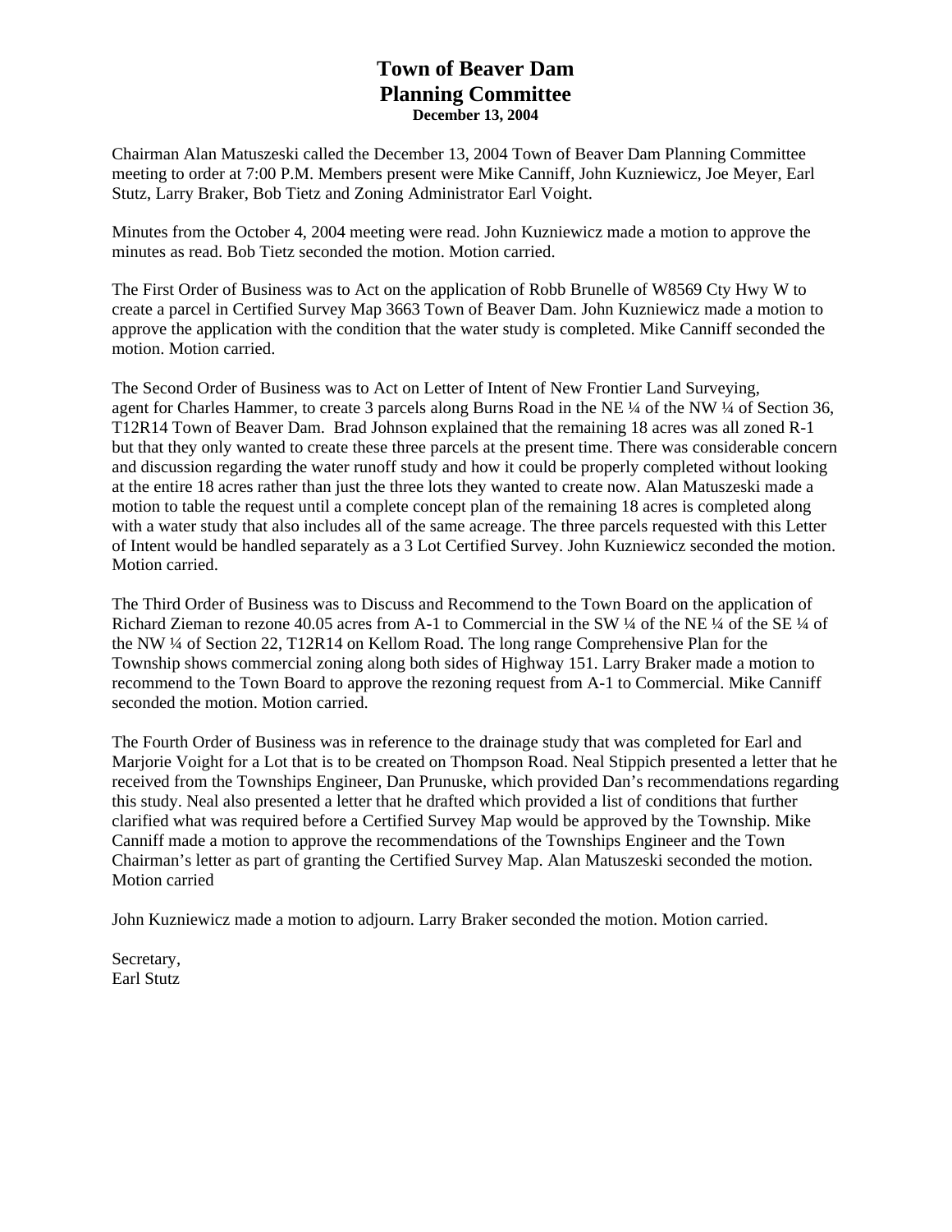# Town of Beaver Dam
# Planning Committee
**December 13, 2004**

Chairman Alan Matuszeski called the December 13, 2004 Town of Beaver Dam Planning Committee meeting to order at 7:00 P.M. Members present were Mike Canniff, John Kuzniewicz, Joe Meyer, Earl Stutz, Larry Braker, Bob Tietz and Zoning Administrator Earl Voight.

Minutes from the October 4, 2004 meeting were read. John Kuzniewicz made a motion to approve the minutes as read. Bob Tietz seconded the motion. Motion carried.

The First Order of Business was to Act on the application of Robb Brunelle of W8569 Cty Hwy W to create a parcel in Certified Survey Map 3663 Town of Beaver Dam. John Kuzniewicz made a motion to approve the application with the condition that the water study is completed. Mike Canniff seconded the motion. Motion carried.

The Second Order of Business was to Act on Letter of Intent of New Frontier Land Surveying, agent for Charles Hammer, to create 3 parcels along Burns Road in the NE ¼ of the NW ¼ of Section 36, T12R14 Town of Beaver Dam. Brad Johnson explained that the remaining 18 acres was all zoned R-1 but that they only wanted to create these three parcels at the present time. There was considerable concern and discussion regarding the water runoff study and how it could be properly completed without looking at the entire 18 acres rather than just the three lots they wanted to create now. Alan Matuszeski made a motion to table the request until a complete concept plan of the remaining 18 acres is completed along with a water study that also includes all of the same acreage. The three parcels requested with this Letter of Intent would be handled separately as a 3 Lot Certified Survey. John Kuzniewicz seconded the motion. Motion carried.

The Third Order of Business was to Discuss and Recommend to the Town Board on the application of Richard Zieman to rezone 40.05 acres from A-1 to Commercial in the SW ¼ of the NE ¼ of the SE ¼ of the NW ¼ of Section 22, T12R14 on Kellom Road. The long range Comprehensive Plan for the Township shows commercial zoning along both sides of Highway 151. Larry Braker made a motion to recommend to the Town Board to approve the rezoning request from A-1 to Commercial. Mike Canniff seconded the motion. Motion carried.

The Fourth Order of Business was in reference to the drainage study that was completed for Earl and Marjorie Voight for a Lot that is to be created on Thompson Road. Neal Stippich presented a letter that he received from the Townships Engineer, Dan Prunuske, which provided Dan's recommendations regarding this study. Neal also presented a letter that he drafted which provided a list of conditions that further clarified what was required before a Certified Survey Map would be approved by the Township. Mike Canniff made a motion to approve the recommendations of the Townships Engineer and the Town Chairman's letter as part of granting the Certified Survey Map. Alan Matuszeski seconded the motion. Motion carried

John Kuzniewicz made a motion to adjourn. Larry Braker seconded the motion. Motion carried.

Secretary,
Earl Stutz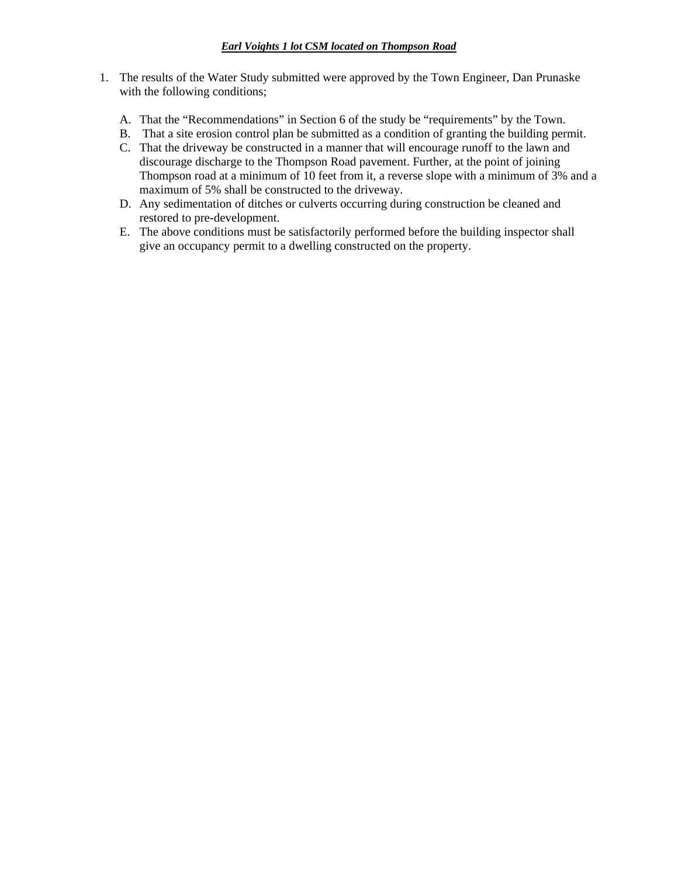***Earl Voights 1 lot CSM located on Thompson Road***

1. The results of the Water Study submitted were approved by the Town Engineer, Dan Prunaske with the following conditions;

   A. That the “Recommendations” in Section 6 of the study be “requirements” by the Town.
   B. That a site erosion control plan be submitted as a condition of granting the building permit.
   C. That the driveway be constructed in a manner that will encourage runoff to the lawn and discourage discharge to the Thompson Road pavement. Further, at the point of joining Thompson road at a minimum of 10 feet from it, a reverse slope with a minimum of 3% and a maximum of 5% shall be constructed to the driveway.
   D. Any sedimentation of ditches or culverts occurring during construction be cleaned and restored to pre-development.
   E. The above conditions must be satisfactorily performed before the building inspector shall give an occupancy permit to a dwelling constructed on the property.